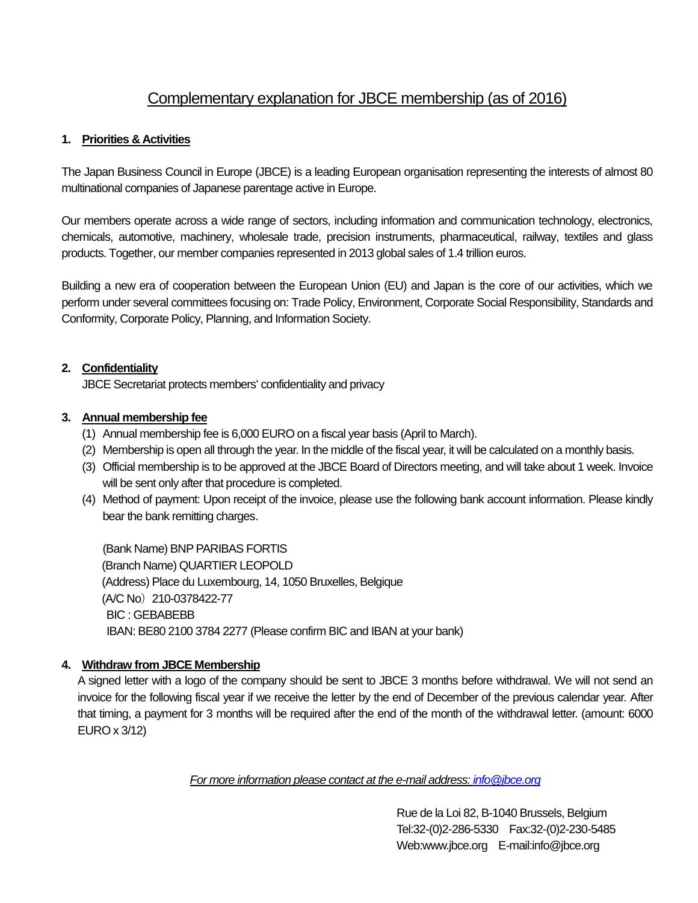# Complementary explanation for JBCE membership (as of 2016)

## 1. Priorities & Activities

The Japan Business Council in Europe (JBCE) is a leading European organisation representing the interests of almost 80 multinational companies of Japanese parentage active in Europe.

Our members operate across a wide range of sectors, including information and communication technology, electronics, chemicals, automotive, machinery, wholesale trade, precision instruments, pharmaceutical, railway, textiles and glass products. Together, our member companies represented in 2013 global sales of 1.4 trillion euros.

Building a new era of cooperation between the European Union (EU) and Japan is the core of our activities, which we perform under several committees focusing on: Trade Policy, Environment, Corporate Social Responsibility, Standards and Conformity, Corporate Policy, Planning, and Information Society.

## 2. Confidentiality

JBCE Secretariat protects members' confidentiality and privacy

## 3. Annual membership fee

(1) Annual membership fee is 6,000 EURO on a fiscal year basis (April to March).

(2) Membership is open all through the year. In the middle of the fiscal year, it will be calculated on a monthly basis.

(3) Official membership is to be approved at the JBCE Board of Directors meeting, and will take about 1 week. Invoice will be sent only after that procedure is completed.

(4) Method of payment: Upon receipt of the invoice, please use the following bank account information. Please kindly bear the bank remitting charges.

(Bank Name) BNP PARIBAS FORTIS  
(Branch Name) QUARTIER LEOPOLD  
(Address) Place du Luxembourg, 14, 1050 Bruxelles, Belgique  
(A/C No）210-0378422-77  
BIC : GEBABEBB  
IBAN: BE80 2100 3784 2277 (Please confirm BIC and IBAN at your bank)

## 4. Withdraw from JBCE Membership

A signed letter with a logo of the company should be sent to JBCE 3 months before withdrawal. We will not send an invoice for the following fiscal year if we receive the letter by the end of December of the previous calendar year. After that timing, a payment for 3 months will be required after the end of the month of the withdrawal letter. (amount: 6000 EURO x 3/12)

*For more information please contact at the e-mail address: info@jbce.org*

Rue de la Loi 82, B-1040 Brussels, Belgium  
Tel:32-(0)2-286-5330 Fax:32-(0)2-230-5485  
Web:www.jbce.org E-mail:info@jbce.org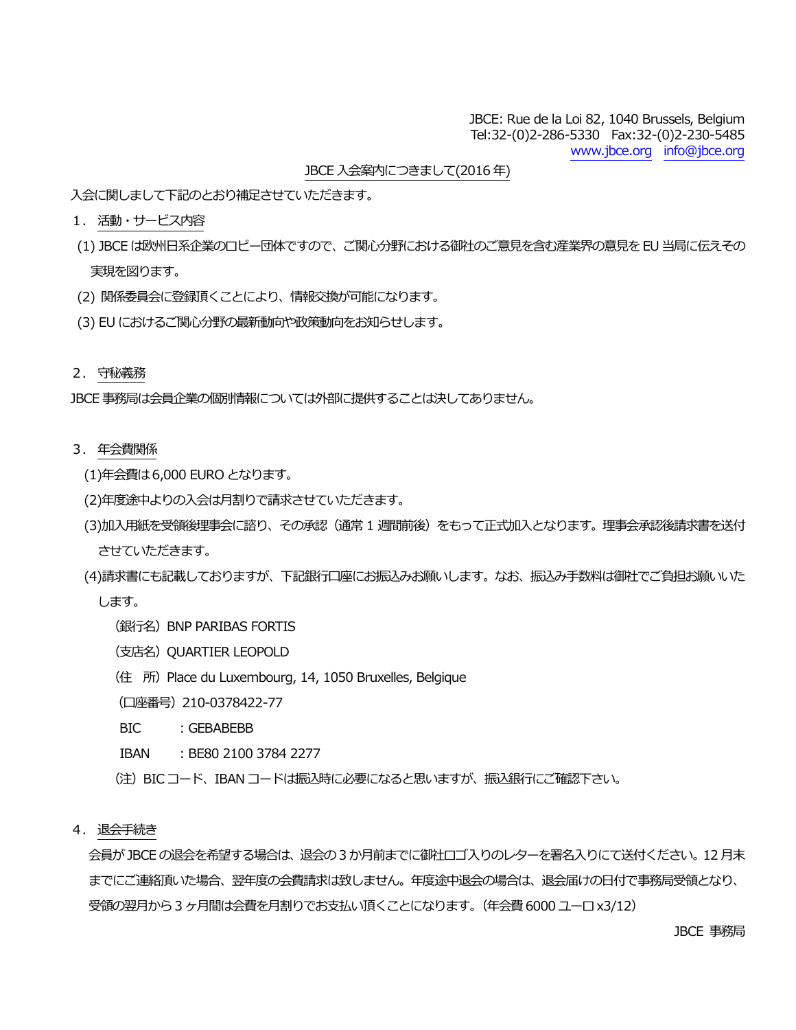JBCE: Rue de la Loi 82, 1040 Brussels, Belgium
Tel:32-(0)2-286-5330　Fax:32-(0)2-230-5485
www.jbce.org　info@jbce.org

## JBCE 入会案内につきまして(2016 年)

入会に関しまして下記のとおり補足させていただきます。

### 1．活動・サービス内容

(1) JBCE は欧州日系企業のロビー団体ですので、ご関心分野における御社のご意見を含む産業界の意見を EU 当局に伝えその実現を図ります。

(2) 関係委員会に登録頂くことにより、情報交換が可能になります。

(3) EU におけるご関心分野の最新動向や政策動向をお知らせします。

### 2．守秘義務

JBCE 事務局は会員企業の個別情報については外部に提供することは決してありません。

### 3．年会費関係

(1)年会費は 6,000 EURO となります。

(2)年度途中よりの入会は月割りで請求させていただきます。

(3)加入用紙を受領後理事会に諮り、その承認（通常 1 週間前後）をもって正式加入となります。理事会承認後請求書を送付させていただきます。

(4)請求書にも記載しておりますが、下記銀行口座にお振込みお願いします。なお、振込み手数料は御社でご負担お願いいたします。

（銀行名）BNP PARIBAS FORTIS
（支店名）QUARTIER LEOPOLD
（住　所）Place du Luxembourg, 14, 1050 Bruxelles, Belgique
（口座番号）210-0378422-77
BIC　　：GEBABEBB
IBAN　　：BE80 2100 3784 2277
（注）BIC コード、IBAN コードは振込時に必要になると思いますが、振込銀行にご確認下さい。

### 4．退会手続き

会員が JBCE の退会を希望する場合は、退会の 3 か月前までに御社ロゴ入りのレターを署名入りにて送付ください。12 月末までにご連絡頂いた場合、翌年度の会費請求は致しません。年度途中退会の場合は、退会届けの日付で事務局受領となり、受領の翌月から 3 ヶ月間は会費を月割りでお支払い頂くことになります。（年会費 6000 ユーロ x3/12）

JBCE 事務局